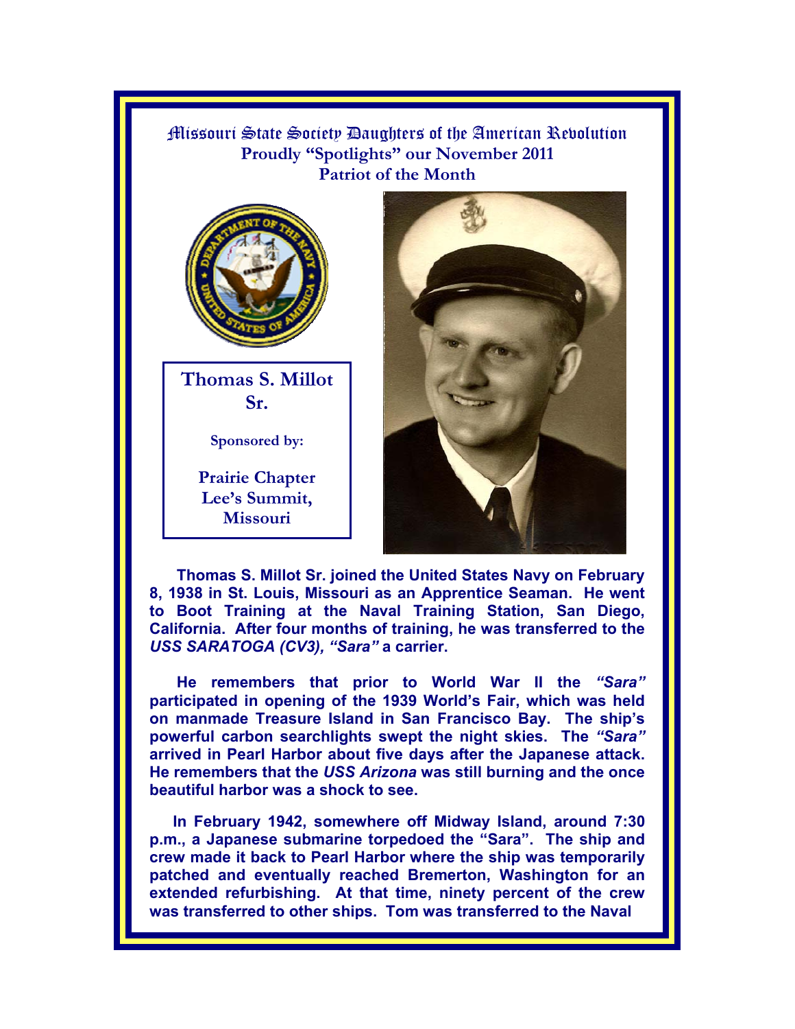# Missouri State Society Daughters of the American Revolution

**Proudly "Spotlights" our November 2011**
**Patriot of the Month**

## Thomas S. Millot Sr.

**Sponsored by:**

**Prairie Chapter**
**Lee's Summit, Missouri**

**Thomas S. Millot Sr. joined the United States Navy on February 8, 1938 in St. Louis, Missouri as an Apprentice Seaman. He went to Boot Training at the Naval Training Station, San Diego, California. After four months of training, he was transferred to the *USS SARATOGA (CV3), "Sara"* a carrier.**

**He remembers that prior to World War II the *"Sara"* participated in opening of the 1939 World's Fair, which was held on manmade Treasure Island in San Francisco Bay. The ship's powerful carbon searchlights swept the night skies. The *"Sara"* arrived in Pearl Harbor about five days after the Japanese attack. He remembers that the *USS Arizona* was still burning and the once beautiful harbor was a shock to see.**

**In February 1942, somewhere off Midway Island, around 7:30 p.m., a Japanese submarine torpedoed the "Sara". The ship and crew made it back to Pearl Harbor where the ship was temporarily patched and eventually reached Bremerton, Washington for an extended refurbishing. At that time, ninety percent of the crew was transferred to other ships. Tom was transferred to the Naval**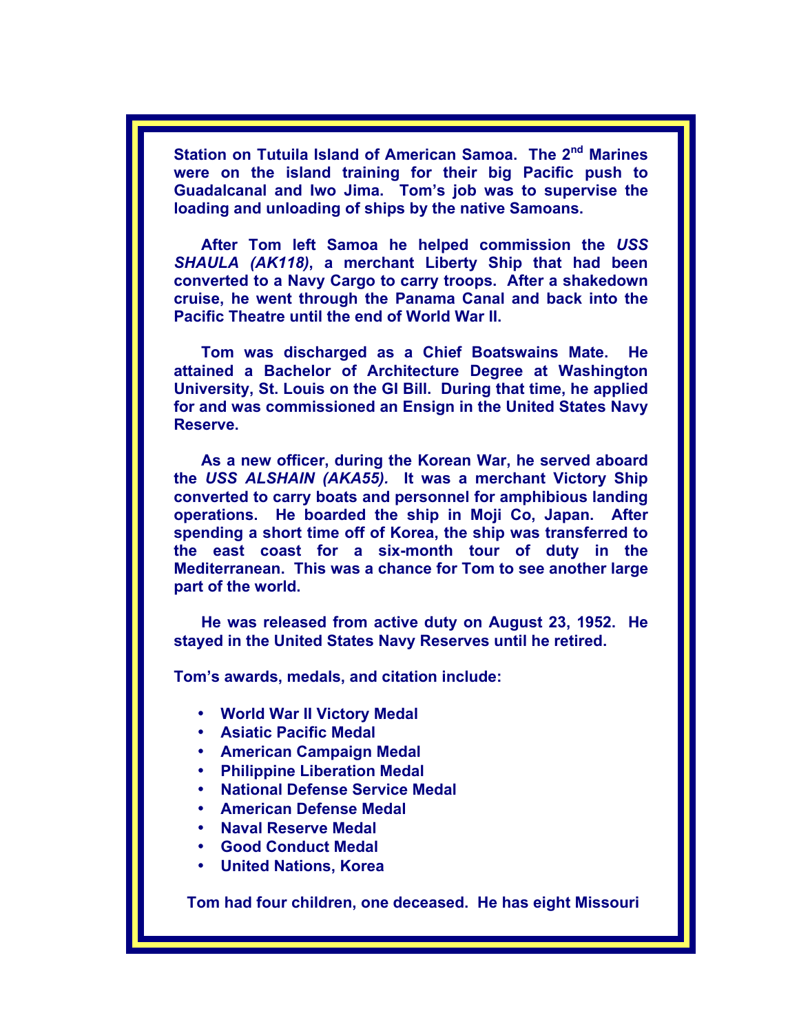**Station on Tutuila Island of American Samoa. The 2nd Marines were on the island training for their big Pacific push to Guadalcanal and Iwo Jima. Tom's job was to supervise the loading and unloading of ships by the native Samoans.**

**After Tom left Samoa he helped commission the *USS SHAULA (AK118)*, a merchant Liberty Ship that had been converted to a Navy Cargo to carry troops. After a shakedown cruise, he went through the Panama Canal and back into the Pacific Theatre until the end of World War II.**

**Tom was discharged as a Chief Boatswains Mate. He attained a Bachelor of Architecture Degree at Washington University, St. Louis on the GI Bill. During that time, he applied for and was commissioned an Ensign in the United States Navy Reserve.**

**As a new officer, during the Korean War, he served aboard the *USS ALSHAIN (AKA55).* It was a merchant Victory Ship converted to carry boats and personnel for amphibious landing operations. He boarded the ship in Moji Co, Japan. After spending a short time off of Korea, the ship was transferred to the east coast for a six-month tour of duty in the Mediterranean. This was a chance for Tom to see another large part of the world.**

**He was released from active duty on August 23, 1952. He stayed in the United States Navy Reserves until he retired.**

**Tom's awards, medals, and citation include:**

- **World War II Victory Medal**
- **Asiatic Pacific Medal**
- **American Campaign Medal**
- **Philippine Liberation Medal**
- **National Defense Service Medal**
- **American Defense Medal**
- **Naval Reserve Medal**
- **Good Conduct Medal**
- **United Nations, Korea**

**Tom had four children, one deceased. He has eight Missouri**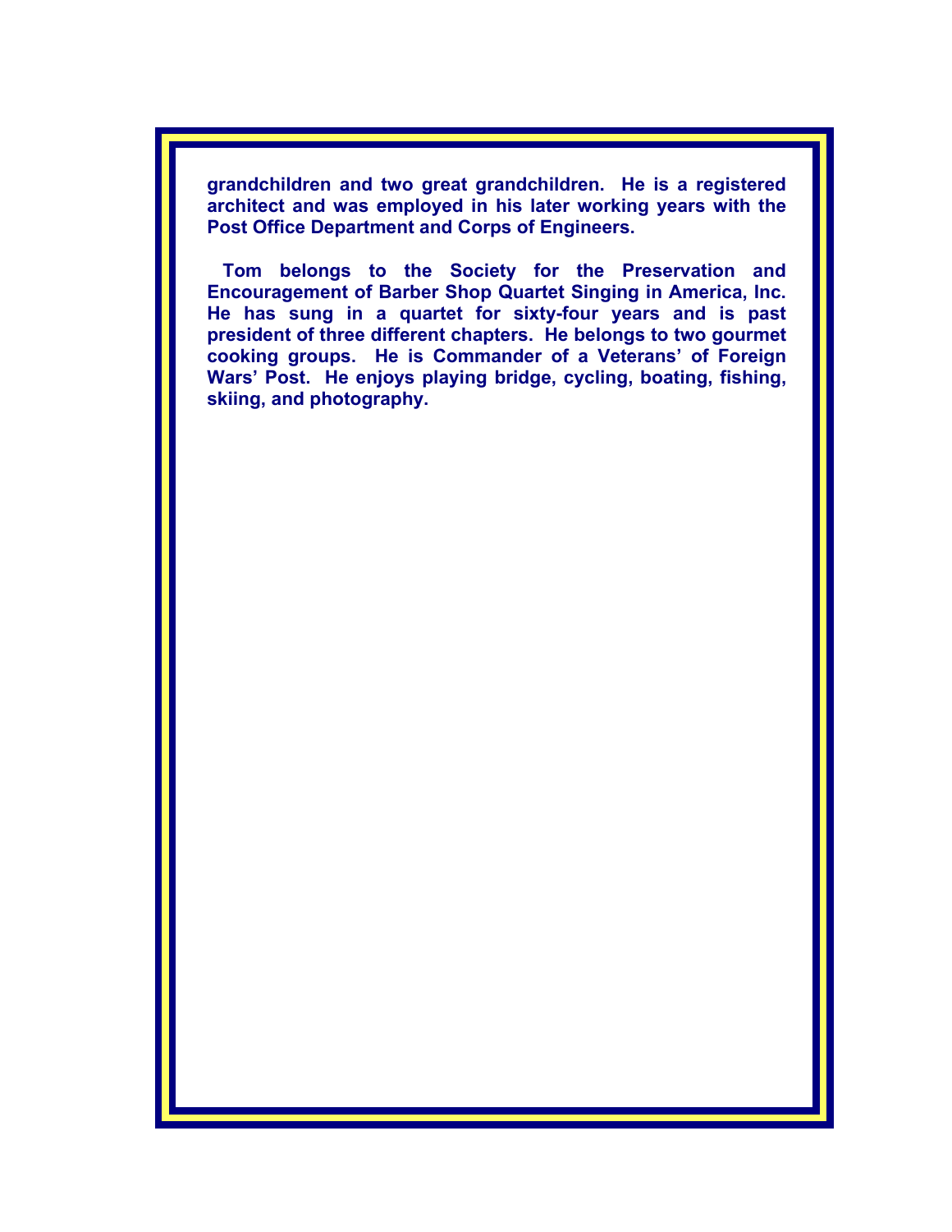**grandchildren and two great grandchildren. He is a registered architect and was employed in his later working years with the Post Office Department and Corps of Engineers.**

**Tom belongs to the Society for the Preservation and Encouragement of Barber Shop Quartet Singing in America, Inc. He has sung in a quartet for sixty-four years and is past president of three different chapters. He belongs to two gourmet cooking groups. He is Commander of a Veterans' of Foreign Wars' Post. He enjoys playing bridge, cycling, boating, fishing, skiing, and photography.**